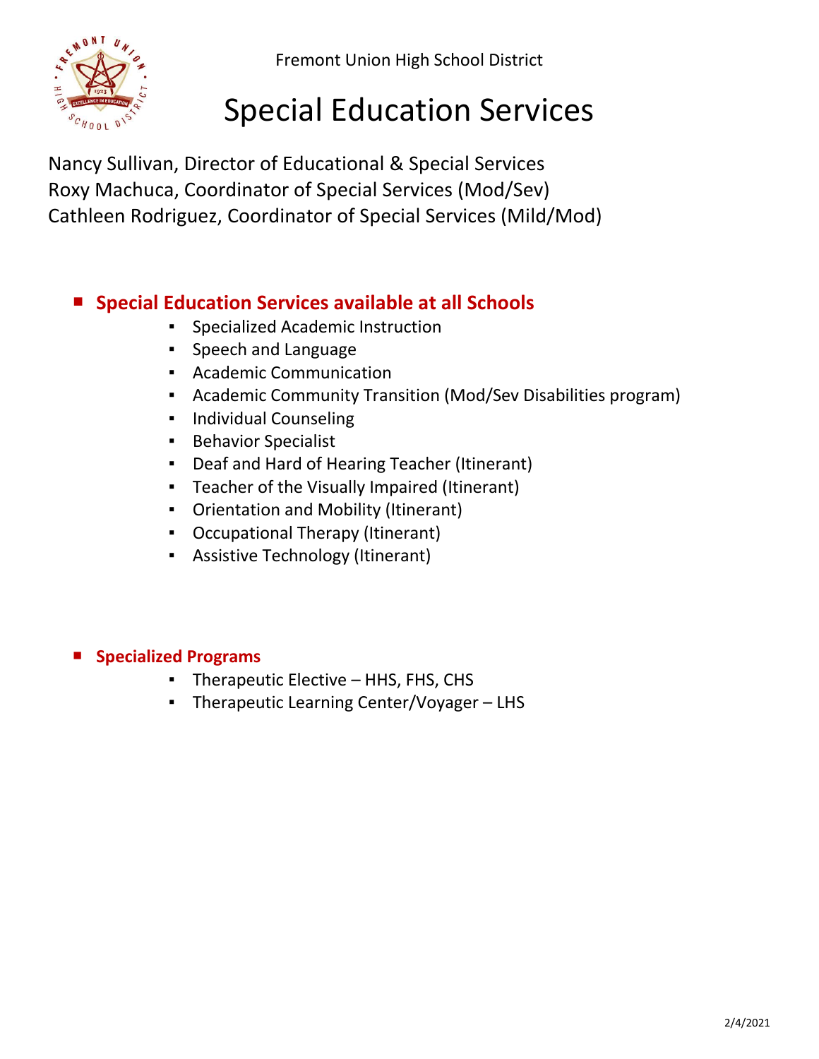Fremont Union High School District

# Special Education Services

Nancy Sullivan, Director of Educational & Special Services
Roxy Machuca, Coordinator of Special Services (Mod/Sev)
Cathleen Rodriguez, Coordinator of Special Services (Mild/Mod)

## Special Education Services available at all Schools

- Specialized Academic Instruction
- Speech and Language
- Academic Communication
- Academic Community Transition (Mod/Sev Disabilities program)
- Individual Counseling
- Behavior Specialist
- Deaf and Hard of Hearing Teacher (Itinerant)
- Teacher of the Visually Impaired (Itinerant)
- Orientation and Mobility (Itinerant)
- Occupational Therapy (Itinerant)
- Assistive Technology (Itinerant)

## Specialized Programs

- Therapeutic Elective – HHS, FHS, CHS
- Therapeutic Learning Center/Voyager – LHS

2/4/2021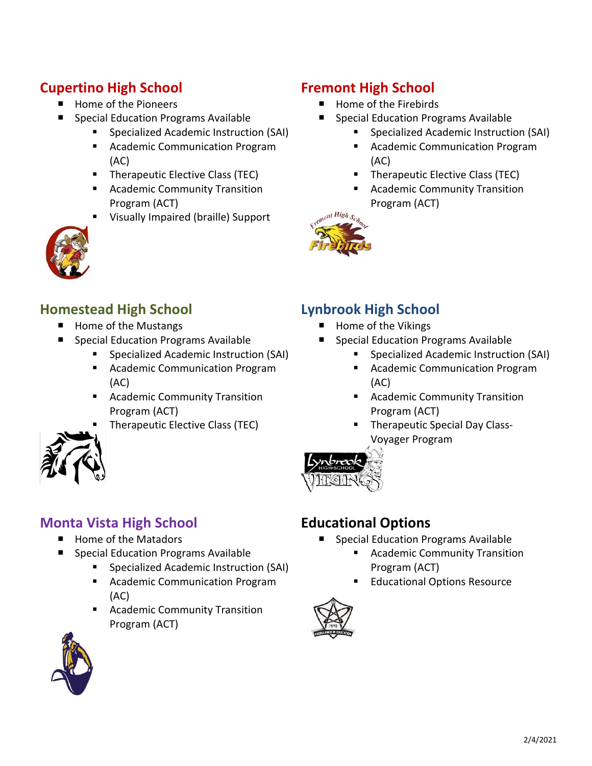## Cupertino High School

- Home of the Pioneers
- Special Education Programs Available
  - Specialized Academic Instruction (SAI)
  - Academic Communication Program (AC)
  - Therapeutic Elective Class (TEC)
  - Academic Community Transition Program (ACT)
  - Visually Impaired (braille) Support

## Fremont High School

- Home of the Firebirds
- Special Education Programs Available
  - Specialized Academic Instruction (SAI)
  - Academic Communication Program (AC)
  - Therapeutic Elective Class (TEC)
  - Academic Community Transition Program (ACT)

## Homestead High School

- Home of the Mustangs
- Special Education Programs Available
  - Specialized Academic Instruction (SAI)
  - Academic Communication Program (AC)
  - Academic Community Transition Program (ACT)
  - Therapeutic Elective Class (TEC)

## Lynbrook High School

- Home of the Vikings
- Special Education Programs Available
  - Specialized Academic Instruction (SAI)
  - Academic Communication Program (AC)
  - Academic Community Transition Program (ACT)
  - Therapeutic Special Day Class-Voyager Program

## Monta Vista High School

- Home of the Matadors
- Special Education Programs Available
  - Specialized Academic Instruction (SAI)
  - Academic Communication Program (AC)
  - Academic Community Transition Program (ACT)

## Educational Options

- Special Education Programs Available
  - Academic Community Transition Program (ACT)
  - Educational Options Resource